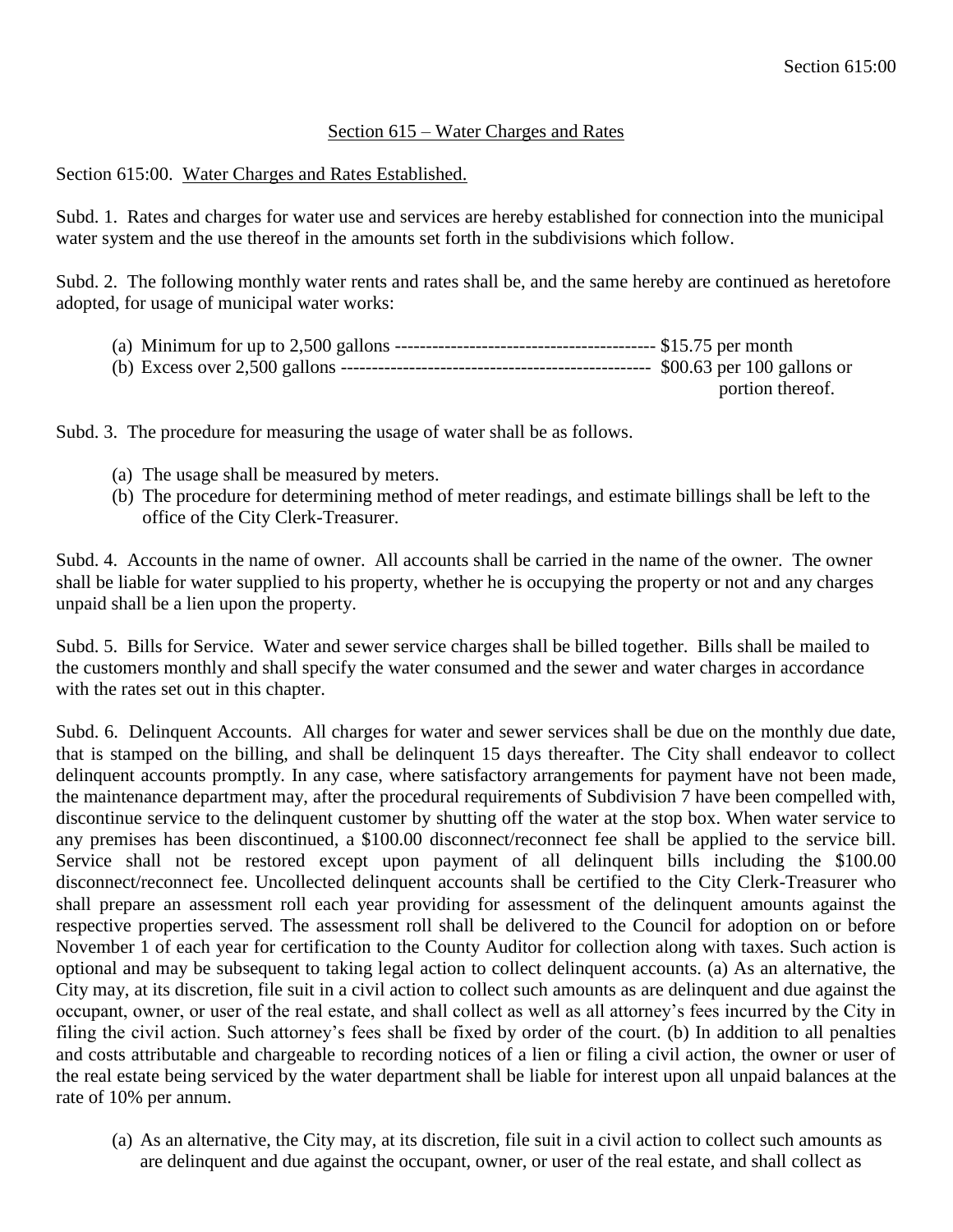## Section 615 – Water Charges and Rates

Section 615:00. Water Charges and Rates Established.

Subd. 1. Rates and charges for water use and services are hereby established for connection into the municipal water system and the use thereof in the amounts set forth in the subdivisions which follow.

Subd. 2. The following monthly water rents and rates shall be, and the same hereby are continued as heretofore adopted, for usage of municipal water works:

(a) Minimum for up to 2,500 gallons ------------------------------------------ $15.75 per month
(b) Excess over 2,500 gallons -------------------------------------------------- $00.63 per 100 gallons or portion thereof.

Subd. 3. The procedure for measuring the usage of water shall be as follows.

(a) The usage shall be measured by meters.
(b) The procedure for determining method of meter readings, and estimate billings shall be left to the office of the City Clerk-Treasurer.

Subd. 4. Accounts in the name of owner. All accounts shall be carried in the name of the owner. The owner shall be liable for water supplied to his property, whether he is occupying the property or not and any charges unpaid shall be a lien upon the property.

Subd. 5. Bills for Service. Water and sewer service charges shall be billed together. Bills shall be mailed to the customers monthly and shall specify the water consumed and the sewer and water charges in accordance with the rates set out in this chapter.

Subd. 6. Delinquent Accounts. All charges for water and sewer services shall be due on the monthly due date, that is stamped on the billing, and shall be delinquent 15 days thereafter. The City shall endeavor to collect delinquent accounts promptly. In any case, where satisfactory arrangements for payment have not been made, the maintenance department may, after the procedural requirements of Subdivision 7 have been compelled with, discontinue service to the delinquent customer by shutting off the water at the stop box. When water service to any premises has been discontinued, a $100.00 disconnect/reconnect fee shall be applied to the service bill. Service shall not be restored except upon payment of all delinquent bills including the $100.00 disconnect/reconnect fee. Uncollected delinquent accounts shall be certified to the City Clerk-Treasurer who shall prepare an assessment roll each year providing for assessment of the delinquent amounts against the respective properties served. The assessment roll shall be delivered to the Council for adoption on or before November 1 of each year for certification to the County Auditor for collection along with taxes. Such action is optional and may be subsequent to taking legal action to collect delinquent accounts. (a) As an alternative, the City may, at its discretion, file suit in a civil action to collect such amounts as are delinquent and due against the occupant, owner, or user of the real estate, and shall collect as well as all attorney's fees incurred by the City in filing the civil action. Such attorney's fees shall be fixed by order of the court. (b) In addition to all penalties and costs attributable and chargeable to recording notices of a lien or filing a civil action, the owner or user of the real estate being serviced by the water department shall be liable for interest upon all unpaid balances at the rate of 10% per annum.

(a) As an alternative, the City may, at its discretion, file suit in a civil action to collect such amounts as are delinquent and due against the occupant, owner, or user of the real estate, and shall collect as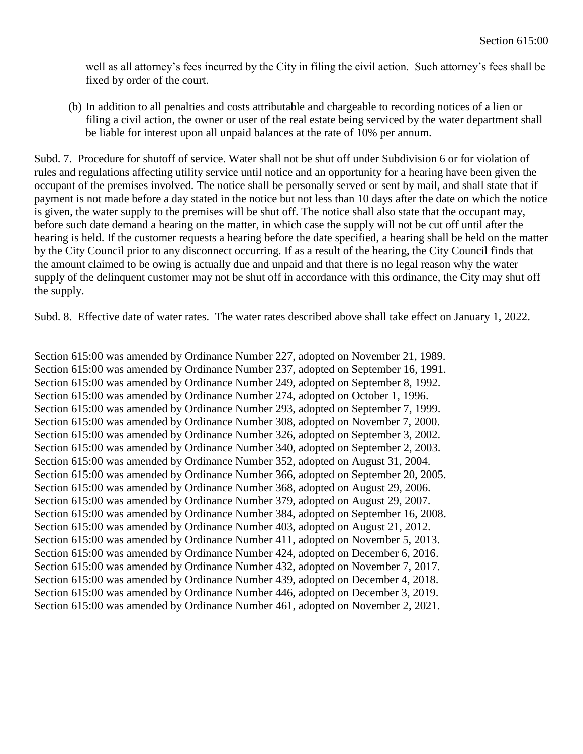well as all attorney's fees incurred by the City in filing the civil action. Such attorney's fees shall be fixed by order of the court.

(b) In addition to all penalties and costs attributable and chargeable to recording notices of a lien or filing a civil action, the owner or user of the real estate being serviced by the water department shall be liable for interest upon all unpaid balances at the rate of 10% per annum.

Subd. 7. Procedure for shutoff of service. Water shall not be shut off under Subdivision 6 or for violation of rules and regulations affecting utility service until notice and an opportunity for a hearing have been given the occupant of the premises involved. The notice shall be personally served or sent by mail, and shall state that if payment is not made before a day stated in the notice but not less than 10 days after the date on which the notice is given, the water supply to the premises will be shut off. The notice shall also state that the occupant may, before such date demand a hearing on the matter, in which case the supply will not be cut off until after the hearing is held. If the customer requests a hearing before the date specified, a hearing shall be held on the matter by the City Council prior to any disconnect occurring. If as a result of the hearing, the City Council finds that the amount claimed to be owing is actually due and unpaid and that there is no legal reason why the water supply of the delinquent customer may not be shut off in accordance with this ordinance, the City may shut off the supply.

Subd. 8. Effective date of water rates. The water rates described above shall take effect on January 1, 2022.

Section 615:00 was amended by Ordinance Number 227, adopted on November 21, 1989.
Section 615:00 was amended by Ordinance Number 237, adopted on September 16, 1991.
Section 615:00 was amended by Ordinance Number 249, adopted on September 8, 1992.
Section 615:00 was amended by Ordinance Number 274, adopted on October 1, 1996.
Section 615:00 was amended by Ordinance Number 293, adopted on September 7, 1999.
Section 615:00 was amended by Ordinance Number 308, adopted on November 7, 2000.
Section 615:00 was amended by Ordinance Number 326, adopted on September 3, 2002.
Section 615:00 was amended by Ordinance Number 340, adopted on September 2, 2003.
Section 615:00 was amended by Ordinance Number 352, adopted on August 31, 2004.
Section 615:00 was amended by Ordinance Number 366, adopted on September 20, 2005.
Section 615:00 was amended by Ordinance Number 368, adopted on August 29, 2006.
Section 615:00 was amended by Ordinance Number 379, adopted on August 29, 2007.
Section 615:00 was amended by Ordinance Number 384, adopted on September 16, 2008.
Section 615:00 was amended by Ordinance Number 403, adopted on August 21, 2012.
Section 615:00 was amended by Ordinance Number 411, adopted on November 5, 2013.
Section 615:00 was amended by Ordinance Number 424, adopted on December 6, 2016.
Section 615:00 was amended by Ordinance Number 432, adopted on November 7, 2017.
Section 615:00 was amended by Ordinance Number 439, adopted on December 4, 2018.
Section 615:00 was amended by Ordinance Number 446, adopted on December 3, 2019.
Section 615:00 was amended by Ordinance Number 461, adopted on November 2, 2021.